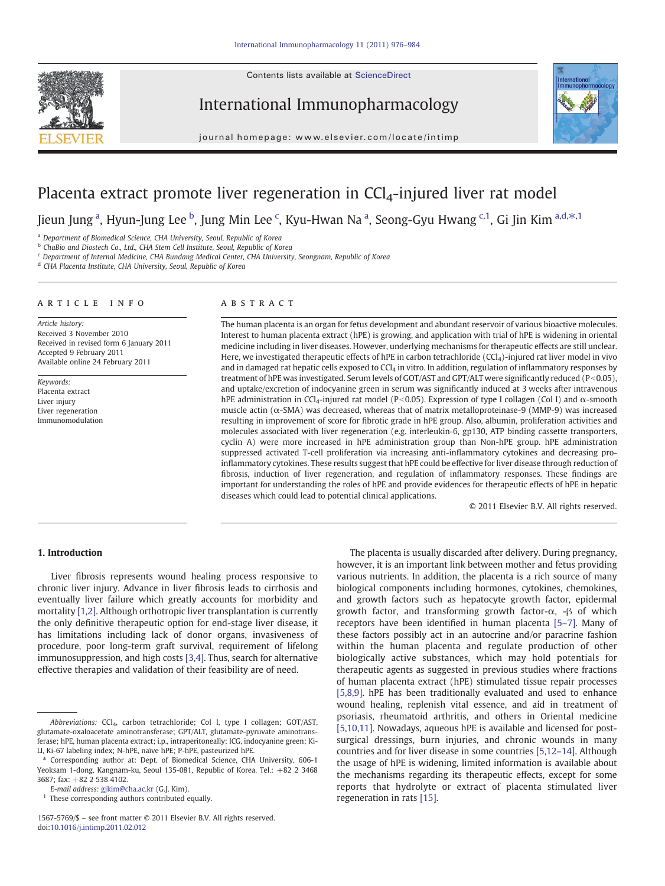# Placenta extract promote liver regeneration in $CCl_4$-injured liver rat model

Jieun Jung [a], Hyun-Jung Lee [b], Jung Min Lee [c], Kyu-Hwan Na [a], Seong-Gyu Hwang [c,1], Gi Jin Kim [a,d,*,1]

[a] Department of Biomedical Science, CHA University, Seoul, Republic of Korea
[b] ChaBio and Diostech Co., Ltd., CHA Stem Cell Institute, Seoul, Republic of Korea
[c] Department of Internal Medicine, CHA Bundang Medical Center, CHA University, Seongnam, Republic of Korea
[d] CHA Placenta Institute, CHA University, Seoul, Republic of Korea

## ARTICLE INFO

*Article history:*
Received 3 November 2010
Received in revised form 6 January 2011
Accepted 9 February 2011
Available online 24 February 2011

*Keywords:*
Placenta extract
Liver injury
Liver regeneration
Immunomodulation

## ABSTRACT

The human placenta is an organ for fetus development and abundant reservoir of various bioactive molecules. Interest to human placenta extract (hPE) is growing, and application with trial of hPE is widening in oriental medicine including in liver diseases. However, underlying mechanisms for therapeutic effects are still unclear. Here, we investigated therapeutic effects of hPE in carbon tetrachloride ($CCl_4$)-injured rat liver model in vivo and in damaged rat hepatic cells exposed to $CCl_4$ in vitro. In addition, regulation of inflammatory responses by treatment of hPE was investigated. Serum levels of GOT/AST and GPT/ALT were significantly reduced ($P<0.05$), and uptake/excretion of indocyanine green in serum was significantly induced at 3 weeks after intravenous hPE administration in $CCl_4$-injured rat model ($P<0.05$). Expression of type I collagen (Col I) and α-smooth muscle actin (α-SMA) was decreased, whereas that of matrix metalloproteinase-9 (MMP-9) was increased resulting in improvement of score for fibrotic grade in hPE group. Also, albumin, proliferation activities and molecules associated with liver regeneration (e.g. interleukin-6, gp130, ATP binding cassette transporters, cyclin A) were more increased in hPE administration group than Non-hPE group. hPE administration suppressed activated T-cell proliferation via increasing anti-inflammatory cytokines and decreasing pro-inflammatory cytokines. These results suggest that hPE could be effective for liver disease through reduction of fibrosis, induction of liver regeneration, and regulation of inflammatory responses. These findings are important for understanding the roles of hPE and provide evidences for therapeutic effects of hPE in hepatic diseases which could lead to potential clinical applications.

© 2011 Elsevier B.V. All rights reserved.

## 1. Introduction

Liver fibrosis represents wound healing process responsive to chronic liver injury. Advance in liver fibrosis leads to cirrhosis and eventually liver failure which greatly accounts for morbidity and mortality [1,2]. Although orthotropic liver transplantation is currently the only definitive therapeutic option for end-stage liver disease, it has limitations including lack of donor organs, invasiveness of procedure, poor long-term graft survival, requirement of lifelong immunosuppression, and high costs [3,4]. Thus, search for alternative effective therapies and validation of their feasibility are of need.

The placenta is usually discarded after delivery. During pregnancy, however, it is an important link between mother and fetus providing various nutrients. In addition, the placenta is a rich source of many biological components including hormones, cytokines, chemokines, and growth factors such as hepatocyte growth factor, epidermal growth factor, and transforming growth factor-α, -β of which receptors have been identified in human placenta [5–7]. Many of these factors possibly act in an autocrine and/or paracrine fashion within the human placenta and regulate production of other biologically active substances, which may hold potentials for therapeutic agents as suggested in previous studies where fractions of human placenta extract (hPE) stimulated tissue repair processes [5,8,9]. hPE has been traditionally evaluated and used to enhance wound healing, replenish vital essence, and aid in treatment of psoriasis, rheumatoid arthritis, and others in Oriental medicine [5,10,11]. Nowadays, aqueous hPE is available and licensed for post-surgical dressings, burn injuries, and chronic wounds in many countries and for liver disease in some countries [5,12–14]. Although the usage of hPE is widening, limited information is available about the mechanisms regarding its therapeutic effects, except for some reports that hydrolyte or extract of placenta stimulated liver regeneration in rats [15].

*Abbreviations:* $CCl_4$, carbon tetrachloride; Col I, type I collagen; GOT/AST, glutamate-oxaloacetate aminotransferase; GPT/ALT, glutamate-pyruvate aminotransferase; hPE, human placenta extract; i.p., intraperitoneally; ICG, indocyanine green; Ki-LI, Ki-67 labeling index; N-hPE, naïve hPE; P-hPE, pasteurized hPE.

\* Corresponding author at: Dept. of Biomedical Science, CHA University, 606-1 Yeoksam 1-dong, Kangnam-ku, Seoul 135-081, Republic of Korea. Tel.: +82 2 3468 3687; fax: +82 2 538 4102.
*E-mail address:* gjkim@cha.ac.kr (G.J. Kim).

[1] These corresponding authors contributed equally.

1567-5769/$ – see front matter © 2011 Elsevier B.V. All rights reserved.
doi:10.1016/j.intimp.2011.02.012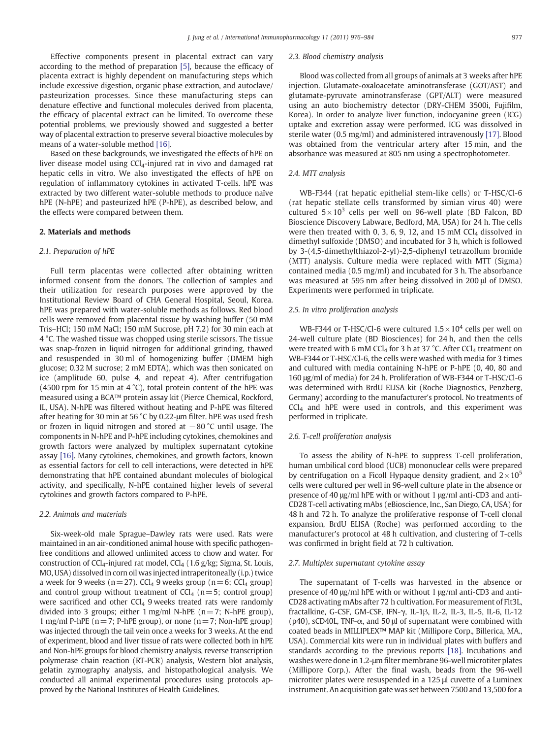Effective components present in placental extract can vary according to the method of preparation [5], because the efficacy of placenta extract is highly dependent on manufacturing steps which include excessive digestion, organic phase extraction, and autoclave/pasteurization processes. Since these manufacturing steps can denature effective and functional molecules derived from placenta, the efficacy of placental extract can be limited. To overcome these potential problems, we previously showed and suggested a better way of placental extraction to preserve several bioactive molecules by means of a water-soluble method [16].

Based on these backgrounds, we investigated the effects of hPE on liver disease model using $CCl_4$-injured rat in vivo and damaged rat hepatic cells in vitro. We also investigated the effects of hPE on regulation of inflammatory cytokines in activated T-cells. hPE was extracted by two different water-soluble methods to produce naïve hPE (N-hPE) and pasteurized hPE (P-hPE), as described below, and the effects were compared between them.

## 2. Materials and methods

### 2.1. Preparation of hPE

Full term placentas were collected after obtaining written informed consent from the donors. The collection of samples and their utilization for research purposes were approved by the Institutional Review Board of CHA General Hospital, Seoul, Korea. hPE was prepared with water-soluble methods as follows. Red blood cells were removed from placental tissue by washing buffer (50 mM Tris–HCl; 150 mM NaCl; 150 mM Sucrose, pH 7.2) for 30 min each at 4 °C. The washed tissue was chopped using sterile scissors. The tissue was snap-frozen in liquid nitrogen for additional grinding, thawed and resuspended in 30 ml of homogenizing buffer (DMEM high glucose; 0.32 M sucrose; 2 mM EDTA), which was then sonicated on ice (amplitude 60, pulse 4, and repeat 4). After centrifugation (4500 rpm for 15 min at 4 °C), total protein content of the hPE was measured using a BCA™ protein assay kit (Pierce Chemical, Rockford, IL, USA). N-hPE was filtered without heating and P-hPE was filtered after heating for 30 min at 56 °C by 0.22-μm filter. hPE was used fresh or frozen in liquid nitrogen and stored at −80 °C until usage. The components in N-hPE and P-hPE including cytokines, chemokines and growth factors were analyzed by multiplex supernatant cytokine assay [16]. Many cytokines, chemokines, and growth factors, known as essential factors for cell to cell interactions, were detected in hPE demonstrating that hPE contained abundant molecules of biological activity, and specifically, N-hPE contained higher levels of several cytokines and growth factors compared to P-hPE.

### 2.2. Animals and materials

Six-week-old male Sprague–Dawley rats were used. Rats were maintained in an air-conditioned animal house with specific pathogen-free conditions and allowed unlimited access to chow and water. For construction of $CCl_4$-injured rat model, $CCl_4$ (1.6 g/kg; Sigma, St. Louis, MO, USA) dissolved in corn oil was injected intraperitoneally (i.p.) twice a week for 9 weeks (n = 27). $CCl_4$ 9 weeks group (n = 6; $CCl_4$ group) and control group without treatment of $CCl_4$ (n = 5; control group) were sacrificed and other $CCl_4$ 9 weeks treated rats were randomly divided into 3 groups; either 1 mg/ml N-hPE (n = 7; N-hPE group), 1 mg/ml P-hPE (n = 7; P-hPE group), or none (n = 7; Non-hPE group) was injected through the tail vein once a weeks for 3 weeks. At the end of experiment, blood and liver tissue of rats were collected both in hPE and Non-hPE groups for blood chemistry analysis, reverse transcription polymerase chain reaction (RT-PCR) analysis, Western blot analysis, gelatin zymography analysis, and histopathological analysis. We conducted all animal experimental procedures using protocols approved by the National Institutes of Health Guidelines.

### 2.3. Blood chemistry analysis

Blood was collected from all groups of animals at 3 weeks after hPE injection. Glutamate-oxaloacetate aminotransferase (GOT/AST) and glutamate-pyruvate aminotransferase (GPT/ALT) were measured using an auto biochemistry detector (DRY-CHEM 3500i, Fujifilm, Korea). In order to analyze liver function, indocyanine green (ICG) uptake and excretion assay were performed. ICG was dissolved in sterile water (0.5 mg/ml) and administered intravenously [17]. Blood was obtained from the ventricular artery after 15 min, and the absorbance was measured at 805 nm using a spectrophotometer.

### 2.4. MTT analysis

WB-F344 (rat hepatic epithelial stem-like cells) or T-HSC/Cl-6 (rat hepatic stellate cells transformed by simian virus 40) were cultured $5 \times 10^3$ cells per well on 96-well plate (BD Falcon, BD Bioscience Discovery Labware, Bedford, MA, USA) for 24 h. The cells were then treated with 0, 3, 6, 9, 12, and 15 mM $CCl_4$ dissolved in dimethyl sulfoxide (DMSO) and incubated for 3 h, which is followed by 3-(4,5-dimethylthiazol-2-yl)-2,5-diphenyl tetrazollum bromide (MTT) analysis. Culture media were replaced with MTT (Sigma) contained media (0.5 mg/ml) and incubated for 3 h. The absorbance was measured at 595 nm after being dissolved in 200 μl of DMSO. Experiments were performed in triplicate.

### 2.5. In vitro proliferation analysis

WB-F344 or T-HSC/Cl-6 were cultured $1.5 \times 10^4$ cells per well on 24-well culture plate (BD Biosciences) for 24 h, and then the cells were treated with 6 mM $CCl_4$ for 3 h at 37 °C. After $CCl_4$ treatment on WB-F344 or T-HSC/Cl-6, the cells were washed with media for 3 times and cultured with media containing N-hPE or P-hPE (0, 40, 80 and 160 μg/ml of media) for 24 h. Proliferation of WB-F344 or T-HSC/Cl-6 was determined with BrdU ELISA kit (Roche Diagnostics, Penzberg, Germany) according to the manufacturer's protocol. No treatments of $CCl_4$ and hPE were used in controls, and this experiment was performed in triplicate.

### 2.6. T-cell proliferation analysis

To assess the ability of N-hPE to suppress T-cell proliferation, human umbilical cord blood (UCB) mononuclear cells were prepared by centrifugation on a Ficoll Hypaque density gradient, and $2 \times 10^5$ cells were cultured per well in 96-well culture plate in the absence or presence of 40 μg/ml hPE with or without 1 μg/ml anti-CD3 and anti-CD28 T-cell activating mAbs (eBioscience, Inc., San Diego, CA, USA) for 48 h and 72 h. To analyze the proliferative response of T-cell clonal expansion, BrdU ELISA (Roche) was performed according to the manufacturer's protocol at 48 h cultivation, and clustering of T-cells was confirmed in bright field at 72 h cultivation.

### 2.7. Multiplex supernatant cytokine assay

The supernatant of T-cells was harvested in the absence or presence of 40 μg/ml hPE with or without 1 μg/ml anti-CD3 and anti-CD28 activating mAbs after 72 h cultivation. For measurement of Flt3L, fractalkine, G-CSF, GM-CSF, IFN-γ, IL-1β, IL-2, IL-3, IL-5, IL-6, IL-12 (p40), sCD40L, TNF-α, and 50 μl of supernatant were combined with coated beads in MILLIPLEX™ MAP kit (Millipore Corp., Billerica, MA., USA). Commercial kits were run in individual plates with buffers and standards according to the previous reports [18]. Incubations and washes were done in 1.2-μm filter membrane 96-well microtiter plates (Millipore Corp.). After the final wash, beads from the 96-well microtiter plates were resuspended in a 125 μl cuvette of a Luminex instrument. An acquisition gate was set between 7500 and 13,500 for a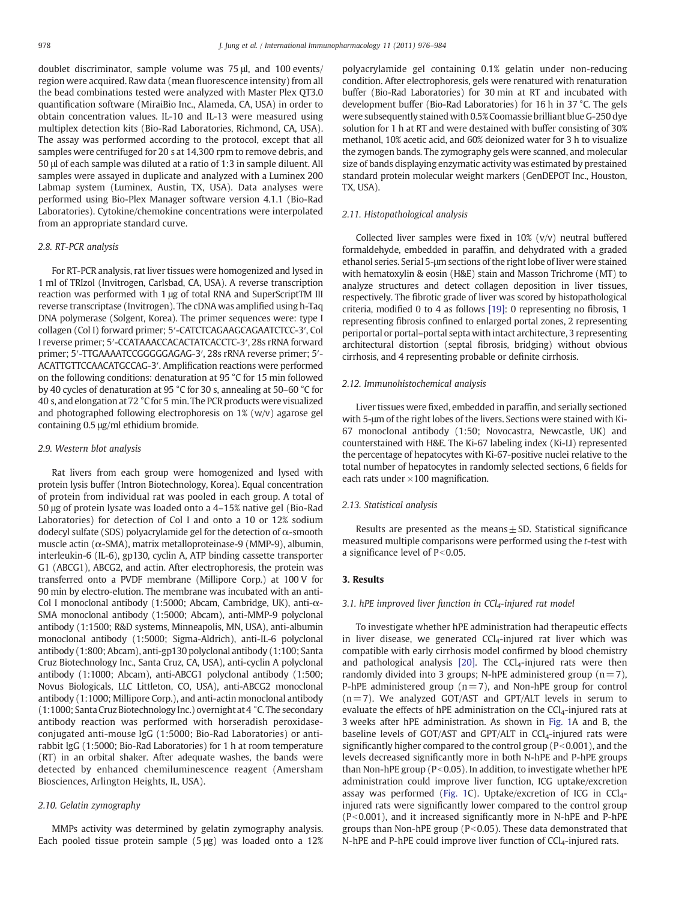doublet discriminator, sample volume was 75 μl, and 100 events/region were acquired. Raw data (mean fluorescence intensity) from all the bead combinations tested were analyzed with Master Plex QT3.0 quantification software (MiraiBio Inc., Alameda, CA, USA) in order to obtain concentration values. IL-10 and IL-13 were measured using multiplex detection kits (Bio-Rad Laboratories, Richmond, CA, USA). The assay was performed according to the protocol, except that all samples were centrifuged for 20 s at 14,300 rpm to remove debris, and 50 μl of each sample was diluted at a ratio of 1:3 in sample diluent. All samples were assayed in duplicate and analyzed with a Luminex 200 Labmap system (Luminex, Austin, TX, USA). Data analyses were performed using Bio-Plex Manager software version 4.1.1 (Bio-Rad Laboratories). Cytokine/chemokine concentrations were interpolated from an appropriate standard curve.

### 2.8. RT-PCR analysis

For RT-PCR analysis, rat liver tissues were homogenized and lysed in 1 ml of TRIzol (Invitrogen, Carlsbad, CA, USA). A reverse transcription reaction was performed with 1 μg of total RNA and SuperScriptTM III reverse transcriptase (Invitrogen). The cDNA was amplified using h-Taq DNA polymerase (Solgent, Korea). The primer sequences were: type I collagen (Col I) forward primer; 5′-CATCTCAGAAGCAGAATCTCC-3′, Col I reverse primer; 5′-CCATAAACCACACTATCACCTC-3′, 28s rRNA forward primer; 5′-TTGAAAATCCGGGGGAGAG-3′, 28s rRNA reverse primer; 5′-ACATTGTTCCAACATGCCAG-3′. Amplification reactions were performed on the following conditions: denaturation at 95 °C for 15 min followed by 40 cycles of denaturation at 95 °C for 30 s, annealing at 50–60 °C for 40 s, and elongation at 72 °C for 5 min. The PCR products were visualized and photographed following electrophoresis on 1% (w/v) agarose gel containing 0.5 μg/ml ethidium bromide.

### 2.9. Western blot analysis

Rat livers from each group were homogenized and lysed with protein lysis buffer (Intron Biotechnology, Korea). Equal concentration of protein from individual rat was pooled in each group. A total of 50 μg of protein lysate was loaded onto a 4–15% native gel (Bio-Rad Laboratories) for detection of Col I and onto a 10 or 12% sodium dodecyl sulfate (SDS) polyacrylamide gel for the detection of α-smooth muscle actin (α-SMA), matrix metalloproteinase-9 (MMP-9), albumin, interleukin-6 (IL-6), gp130, cyclin A, ATP binding cassette transporter G1 (ABCG1), ABCG2, and actin. After electrophoresis, the protein was transferred onto a PVDF membrane (Millipore Corp.) at 100 V for 90 min by electro-elution. The membrane was incubated with an anti-Col I monoclonal antibody (1:5000; Abcam, Cambridge, UK), anti-α-SMA monoclonal antibody (1:5000; Abcam), anti-MMP-9 polyclonal antibody (1:1500; R&D systems, Minneapolis, MN, USA), anti-albumin monoclonal antibody (1:5000; Sigma-Aldrich), anti-IL-6 polyclonal antibody (1:800; Abcam), anti-gp130 polyclonal antibody (1:100; Santa Cruz Biotechnology Inc., Santa Cruz, CA, USA), anti-cyclin A polyclonal antibody (1:1000; Abcam), anti-ABCG1 polyclonal antibody (1:500; Novus Biologicals, LLC Littleton, CO, USA), anti-ABCG2 monoclonal antibody (1:1000; Millipore Corp.), and anti-actin monoclonal antibody (1:1000; Santa Cruz Biotechnology Inc.) overnight at 4 °C. The secondary antibody reaction was performed with horseradish peroxidase-conjugated anti-mouse IgG (1:5000; Bio-Rad Laboratories) or anti-rabbit IgG (1:5000; Bio-Rad Laboratories) for 1 h at room temperature (RT) in an orbital shaker. After adequate washes, the bands were detected by enhanced chemiluminescence reagent (Amersham Biosciences, Arlington Heights, IL, USA).

### 2.10. Gelatin zymography

MMPs activity was determined by gelatin zymography analysis. Each pooled tissue protein sample (5 μg) was loaded onto a 12% polyacrylamide gel containing 0.1% gelatin under non-reducing condition. After electrophoresis, gels were renatured with renaturation buffer (Bio-Rad Laboratories) for 30 min at RT and incubated with development buffer (Bio-Rad Laboratories) for 16 h in 37 °C. The gels were subsequently stained with 0.5% Coomassie brilliant blue G-250 dye solution for 1 h at RT and were destained with buffer consisting of 30% methanol, 10% acetic acid, and 60% deionized water for 3 h to visualize the zymogen bands. The zymography gels were scanned, and molecular size of bands displaying enzymatic activity was estimated by prestained standard protein molecular weight markers (GenDEPOT Inc., Houston, TX, USA).

### 2.11. Histopathological analysis

Collected liver samples were fixed in 10% (v/v) neutral buffered formaldehyde, embedded in paraffin, and dehydrated with a graded ethanol series. Serial 5-μm sections of the right lobe of liver were stained with hematoxylin & eosin (H&E) stain and Masson Trichrome (MT) to analyze structures and detect collagen deposition in liver tissues, respectively. The fibrotic grade of liver was scored by histopathological criteria, modified 0 to 4 as follows [19]: 0 representing no fibrosis, 1 representing fibrosis confined to enlarged portal zones, 2 representing periportal or portal–portal septa with intact architecture, 3 representing architectural distortion (septal fibrosis, bridging) without obvious cirrhosis, and 4 representing probable or definite cirrhosis.

### 2.12. Immunohistochemical analysis

Liver tissues were fixed, embedded in paraffin, and serially sectioned with 5-μm of the right lobes of the livers. Sections were stained with Ki-67 monoclonal antibody (1:50; Novocastra, Newcastle, UK) and counterstained with H&E. The Ki-67 labeling index (Ki-LI) represented the percentage of hepatocytes with Ki-67-positive nuclei relative to the total number of hepatocytes in randomly selected sections, 6 fields for each rats under ×100 magnification.

### 2.13. Statistical analysis

Results are presented as the means ± SD. Statistical significance measured multiple comparisons were performed using the *t*-test with a significance level of $P<0.05$.

## 3. Results

### 3.1. hPE improved liver function in $CCl_4$-injured rat model

To investigate whether hPE administration had therapeutic effects in liver disease, we generated $CCl_4$-injured rat liver which was compatible with early cirrhosis model confirmed by blood chemistry and pathological analysis [20]. The $CCl_4$-injured rats were then randomly divided into 3 groups; N-hPE administered group ($n=7$), P-hPE administered group ($n=7$), and Non-hPE group for control ($n=7$). We analyzed GOT/AST and GPT/ALT levels in serum to evaluate the effects of hPE administration on the $CCl_4$-injured rats at 3 weeks after hPE administration. As shown in Fig. 1A and B, the baseline levels of GOT/AST and GPT/ALT in $CCl_4$-injured rats were significantly higher compared to the control group ($P<0.001$), and the levels decreased significantly more in both N-hPE and P-hPE groups than Non-hPE group ($P<0.05$). In addition, to investigate whether hPE administration could improve liver function, ICG uptake/excretion assay was performed (Fig. 1C). Uptake/excretion of ICG in $CCl_4$-injured rats were significantly lower compared to the control group ($P<0.001$), and it increased significantly more in N-hPE and P-hPE groups than Non-hPE group ($P<0.05$). These data demonstrated that N-hPE and P-hPE could improve liver function of $CCl_4$-injured rats.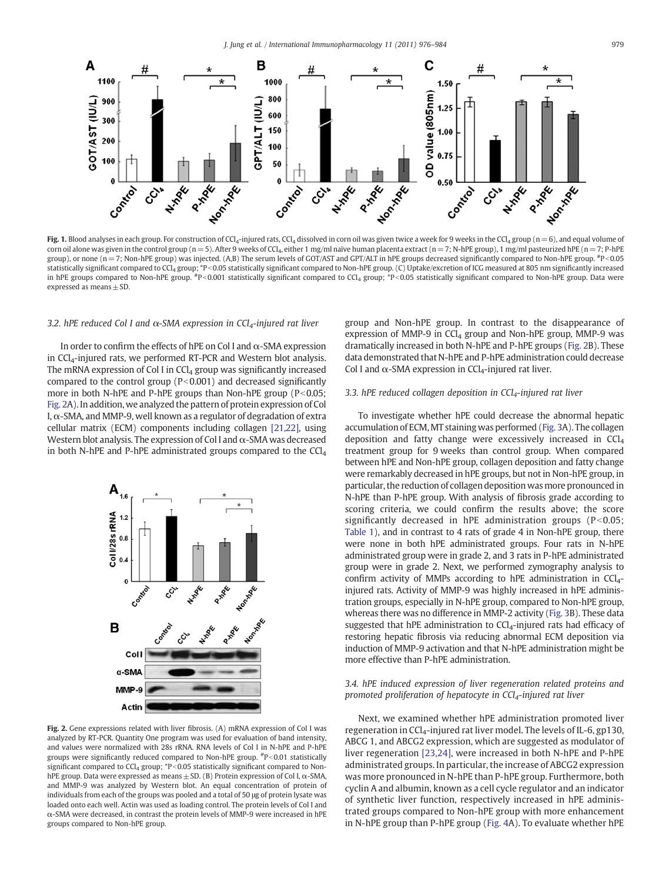**Fig. 1.** Blood analyses in each group. For construction of $CCl_4$-injured rats, $CCl_4$ dissolved in corn oil was given twice a week for 9 weeks in the $CCl_4$ group (n = 6), and equal volume of corn oil alone was given in the control group (n = 5). After 9 weeks of $CCl_4$, either 1 mg/ml naïve human placenta extract (n = 7; N-hPE group), 1 mg/ml pasteurized hPE (n = 7; P-hPE group), or none (n = 7; Non-hPE group) was injected. (A,B) The serum levels of GOT/AST and GPT/ALT in hPE groups decreased significantly compared to Non-hPE group. #P<0.05 statistically significant compared to $CCl_4$ group; *P<0.05 statistically significant compared to Non-hPE group. (C) Uptake/excretion of ICG measured at 805 nm significantly increased in hPE groups compared to Non-hPE group. #P<0.001 statistically significant compared to $CCl_4$ group; *P<0.05 statistically significant compared to Non-hPE group. Data were expressed as means ± SD.

### 3.2. hPE reduced Col I and α-SMA expression in $CCl_4$-injured rat liver

In order to confirm the effects of hPE on Col I and α-SMA expression in $CCl_4$-injured rats, we performed RT-PCR and Western blot analysis. The mRNA expression of Col I in $CCl_4$ group was significantly increased compared to the control group (P<0.001) and decreased significantly more in both N-hPE and P-hPE groups than Non-hPE group (P<0.05; Fig. 2A). In addition, we analyzed the pattern of protein expression of Col I, α-SMA, and MMP-9, well known as a regulator of degradation of extra cellular matrix (ECM) components including collagen [21,22], using Western blot analysis. The expression of Col I and α-SMA was decreased in both N-hPE and P-hPE administrated groups compared to the $CCl_4$ group and Non-hPE group. In contrast to the disappearance of expression of MMP-9 in $CCl_4$ group and Non-hPE group, MMP-9 was dramatically increased in both N-hPE and P-hPE groups (Fig. 2B). These data demonstrated that N-hPE and P-hPE administration could decrease Col I and α-SMA expression in $CCl_4$-injured rat liver.

**Fig. 2.** Gene expressions related with liver fibrosis. (A) mRNA expression of Col I was analyzed by RT-PCR. Quantity One program was used for evaluation of band intensity, and values were normalized with 28s rRNA. RNA levels of Col I in N-hPE and P-hPE groups were significantly reduced compared to Non-hPE group. #P<0.01 statistically significant compared to $CCl_4$ group; *P<0.05 statistically significant compared to Non-hPE group. Data were expressed as means ± SD. (B) Protein expression of Col I, α-SMA, and MMP-9 was analyzed by Western blot. An equal concentration of protein of individuals from each of the groups was pooled and a total of 50 μg of protein lysate was loaded onto each well. Actin was used as loading control. The protein levels of Col I and α-SMA were decreased, in contrast the protein levels of MMP-9 were increased in hPE groups compared to Non-hPE group.

### 3.3. hPE reduced collagen deposition in $CCl_4$-injured rat liver

To investigate whether hPE could decrease the abnormal hepatic accumulation of ECM, MT staining was performed (Fig. 3A). The collagen deposition and fatty change were excessively increased in $CCl_4$ treatment group for 9 weeks than control group. When compared between hPE and Non-hPE group, collagen deposition and fatty change were remarkably decreased in hPE groups, but not in Non-hPE group, in particular, the reduction of collagen deposition was more pronounced in N-hPE than P-hPE group. With analysis of fibrosis grade according to scoring criteria, we could confirm the results above; the score significantly decreased in hPE administration groups (P<0.05; Table 1), and in contrast to 4 rats of grade 4 in Non-hPE group, there were none in both hPE administrated groups. Four rats in N-hPE administrated group were in grade 2, and 3 rats in P-hPE administrated group were in grade 2. Next, we performed zymography analysis to confirm activity of MMPs according to hPE administration in $CCl_4$-injured rats. Activity of MMP-9 was highly increased in hPE administration groups, especially in N-hPE group, compared to Non-hPE group, whereas there was no difference in MMP-2 activity (Fig. 3B). These data suggested that hPE administration to $CCl_4$-injured rats had efficacy of restoring hepatic fibrosis via reducing abnormal ECM deposition via induction of MMP-9 activation and that N-hPE administration might be more effective than P-hPE administration.

### 3.4. hPE induced expression of liver regeneration related proteins and promoted proliferation of hepatocyte in $CCl_4$-injured rat liver

Next, we examined whether hPE administration promoted liver regeneration in $CCl_4$-injured rat liver model. The levels of IL-6, gp130, ABCG 1, and ABCG2 expression, which are suggested as modulator of liver regeneration [23,24], were increased in both N-hPE and P-hPE administrated groups. In particular, the increase of ABCG2 expression was more pronounced in N-hPE than P-hPE group. Furthermore, both cyclin A and albumin, known as a cell cycle regulator and an indicator of synthetic liver function, respectively increased in hPE administrated groups compared to Non-hPE group with more enhancement in N-hPE group than P-hPE group (Fig. 4A). To evaluate whether hPE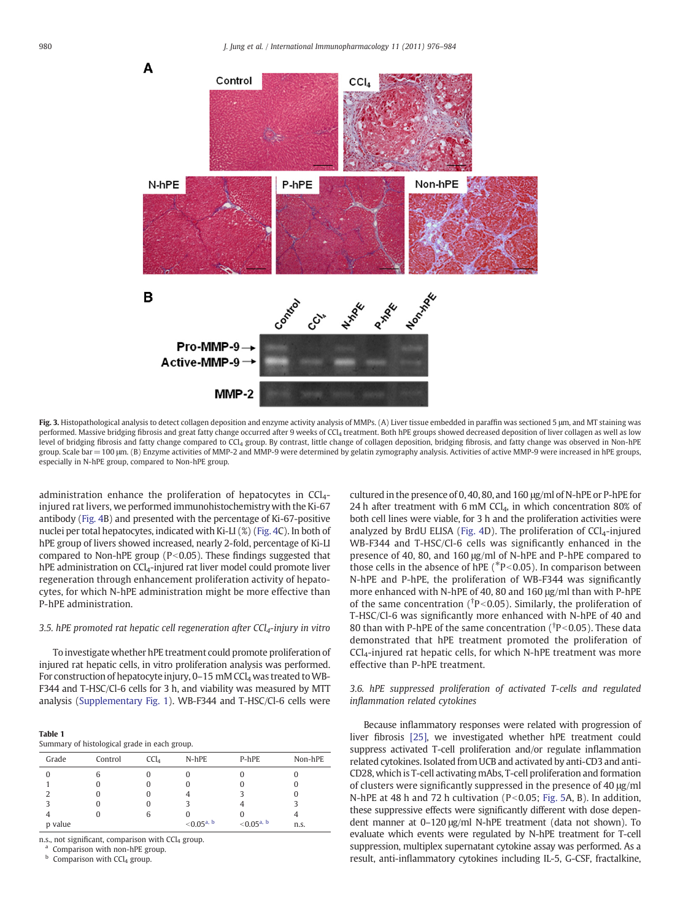Fig. 3. Histopathological analysis to detect collagen deposition and enzyme activity analysis of MMPs. (A) Liver tissue embedded in paraffin was sectioned 5 μm, and MT staining was performed. Massive bridging fibrosis and great fatty change occurred after 9 weeks of $CCl_4$ treatment. Both hPE groups showed decreased deposition of liver collagen as well as low level of bridging fibrosis and fatty change compared to $CCl_4$ group. By contrast, little change of collagen deposition, bridging fibrosis, and fatty change was observed in Non-hPE group. Scale bar = 100 μm. (B) Enzyme activities of MMP-2 and MMP-9 were determined by gelatin zymography analysis. Activities of active MMP-9 were increased in hPE groups, especially in N-hPE group, compared to Non-hPE group.

administration enhance the proliferation of hepatocytes in $CCl_4$-injured rat livers, we performed immunohistochemistry with the Ki-67 antibody (Fig. 4B) and presented with the percentage of Ki-67-positive nuclei per total hepatocytes, indicated with Ki-LI (%) (Fig. 4C). In both of hPE group of livers showed increased, nearly 2-fold, percentage of Ki-LI compared to Non-hPE group ($P<0.05$). These findings suggested that hPE administration on $CCl_4$-injured rat liver model could promote liver regeneration through enhancement proliferation activity of hepatocytes, for which N-hPE administration might be more effective than P-hPE administration.

### 3.5. hPE promoted rat hepatic cell regeneration after $CCl_4$-injury in vitro

To investigate whether hPE treatment could promote proliferation of injured rat hepatic cells, in vitro proliferation analysis was performed. For construction of hepatocyte injury, 0–15 mM $CCl_4$ was treated to WB-F344 and T-HSC/Cl-6 cells for 3 h, and viability was measured by MTT analysis (Supplementary Fig. 1). WB-F344 and T-HSC/Cl-6 cells were cultured in the presence of 0, 40, 80, and 160 μg/ml of N-hPE or P-hPE for 24 h after treatment with 6 mM $CCl_4$, in which concentration 80% of both cell lines were viable, for 3 h and the proliferation activities were analyzed by BrdU ELISA (Fig. 4D). The proliferation of $CCl_4$-injured WB-F344 and T-HSC/Cl-6 cells was significantly enhanced in the presence of 40, 80, and 160 μg/ml of N-hPE and P-hPE compared to those cells in the absence of hPE ($^{*}P<0.05$). In comparison between N-hPE and P-hPE, the proliferation of WB-F344 was significantly more enhanced with N-hPE of 40, 80 and 160 μg/ml than with P-hPE of the same concentration ($^{\dagger}P<0.05$). Similarly, the proliferation of T-HSC/Cl-6 was significantly more enhanced with N-hPE of 40 and 80 than with P-hPE of the same concentration ($^{\dagger}P<0.05$). These data demonstrated that hPE treatment promoted the proliferation of $CCl_4$-injured rat hepatic cells, for which N-hPE treatment was more effective than P-hPE treatment.

**Table 1**
Summary of histological grade in each group.

| Grade | Control | $CCl_4$ | N-hPE | P-hPE | Non-hPE |
|---|---|---|---|---|---|
| 0 | 6 | 0 | 0 | 0 | 0 |
| 1 | 0 | 0 | 0 | 0 | 0 |
| 2 | 0 | 0 | 4 | 3 | 0 |
| 3 | 0 | 0 | 3 | 4 | 3 |
| 4 | 0 | 6 | 0 | 0 | 4 |
| p value | | | <0.05[a, b] | <0.05[a, b] | n.s. |

n.s., not significant, comparison with $CCl_4$ group.
[a] Comparison with non-hPE group.
[b] Comparison with $CCl_4$ group.

### 3.6. hPE suppressed proliferation of activated T-cells and regulated inflammation related cytokines

Because inflammatory responses were related with progression of liver fibrosis [25], we investigated whether hPE treatment could suppress activated T-cell proliferation and/or regulate inflammation related cytokines. Isolated from UCB and activated by anti-CD3 and anti-CD28, which is T-cell activating mAbs, T-cell proliferation and formation of clusters were significantly suppressed in the presence of 40 μg/ml N-hPE at 48 h and 72 h cultivation ($P<0.05$; Fig. 5A, B). In addition, these suppressive effects were significantly different with dose dependent manner at 0–120 μg/ml N-hPE treatment (data not shown). To evaluate which events were regulated by N-hPE treatment for T-cell suppression, multiplex supernatant cytokine assay was performed. As a result, anti-inflammatory cytokines including IL-5, G-CSF, fractalkine,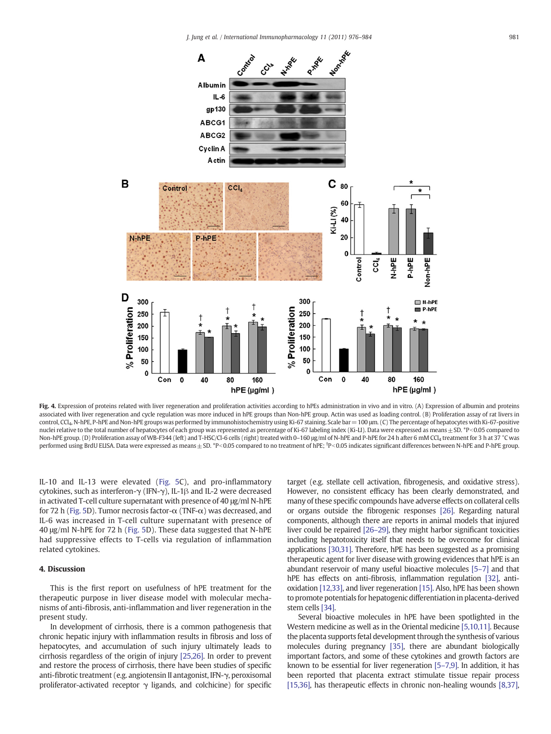**Fig. 4.** Expression of proteins related with liver regeneration and proliferation activities according to hPEs administration in vivo and in vitro. (A) Expression of albumin and proteins associated with liver regeneration and cycle regulation was more induced in hPE groups than Non-hPE group. Actin was used as loading control. (B) Proliferation assay of rat livers in control, $CCl_4$, N-hPE, P-hPE and Non-hPE groups was performed by immunohistochemistry using Ki-67 staining. Scale bar = 100 μm. (C) The percentage of hepatocytes with Ki-67-positive nuclei relative to the total number of hepatocytes of each group was represented as percentage of Ki-67 labeling index (Ki-LI). Data were expressed as means ± SD. *P<0.05 compared to Non-hPE group. (D) Proliferation assay of WB-F344 (left) and T-HSC/Cl-6 cells (right) treated with 0–160 μg/ml of N-hPE and P-hPE for 24 h after 6 mM $CCl_4$ treatment for 3 h at 37 °C was performed using BrdU ELISA. Data were expressed as means ± SD. *P<0.05 compared to no treatment of hPE; †P<0.05 indicates significant differences between N-hPE and P-hPE group.

IL-10 and IL-13 were elevated (Fig. 5C), and pro-inflammatory cytokines, such as interferon-γ (IFN-γ), IL-1β and IL-2 were decreased in activated T-cell culture supernatant with presence of 40 μg/ml N-hPE for 72 h (Fig. 5D). Tumor necrosis factor-α (TNF-α) was decreased, and IL-6 was increased in T-cell culture supernatant with presence of 40 μg/ml N-hPE for 72 h (Fig. 5D). These data suggested that N-hPE had suppressive effects to T-cells via regulation of inflammation related cytokines.

## 4. Discussion

This is the first report on usefulness of hPE treatment for the therapeutic purpose in liver disease model with molecular mechanisms of anti-fibrosis, anti-inflammation and liver regeneration in the present study.

In development of cirrhosis, there is a common pathogenesis that chronic hepatic injury with inflammation results in fibrosis and loss of hepatocytes, and accumulation of such injury ultimately leads to cirrhosis regardless of the origin of injury [25,26]. In order to prevent and restore the process of cirrhosis, there have been studies of specific anti-fibrotic treatment (e.g. angiotensin II antagonist, IFN-γ, peroxisomal proliferator-activated receptor γ ligands, and colchicine) for specific target (e.g. stellate cell activation, fibrogenesis, and oxidative stress). However, no consistent efficacy has been clearly demonstrated, and many of these specific compounds have adverse effects on collateral cells or organs outside the fibrogenic responses [26]. Regarding natural components, although there are reports in animal models that injured liver could be repaired [26–29], they might harbor significant toxicities including hepatotoxicity itself that needs to be overcome for clinical applications [30,31]. Therefore, hPE has been suggested as a promising therapeutic agent for liver disease with growing evidences that hPE is an abundant reservoir of many useful bioactive molecules [5–7] and that hPE has effects on anti-fibrosis, inflammation regulation [32], anti-oxidation [12,33], and liver regeneration [15]. Also, hPE has been shown to promote potentials for hepatogenic differentiation in placenta-derived stem cells [34].

Several bioactive molecules in hPE have been spotlighted in the Western medicine as well as in the Oriental medicine [5,10,11]. Because the placenta supports fetal development through the synthesis of various molecules during pregnancy [35], there are abundant biologically important factors, and some of these cytokines and growth factors are known to be essential for liver regeneration [5–7,9]. In addition, it has been reported that placenta extract stimulate tissue repair process [15,36], has therapeutic effects in chronic non-healing wounds [8,37],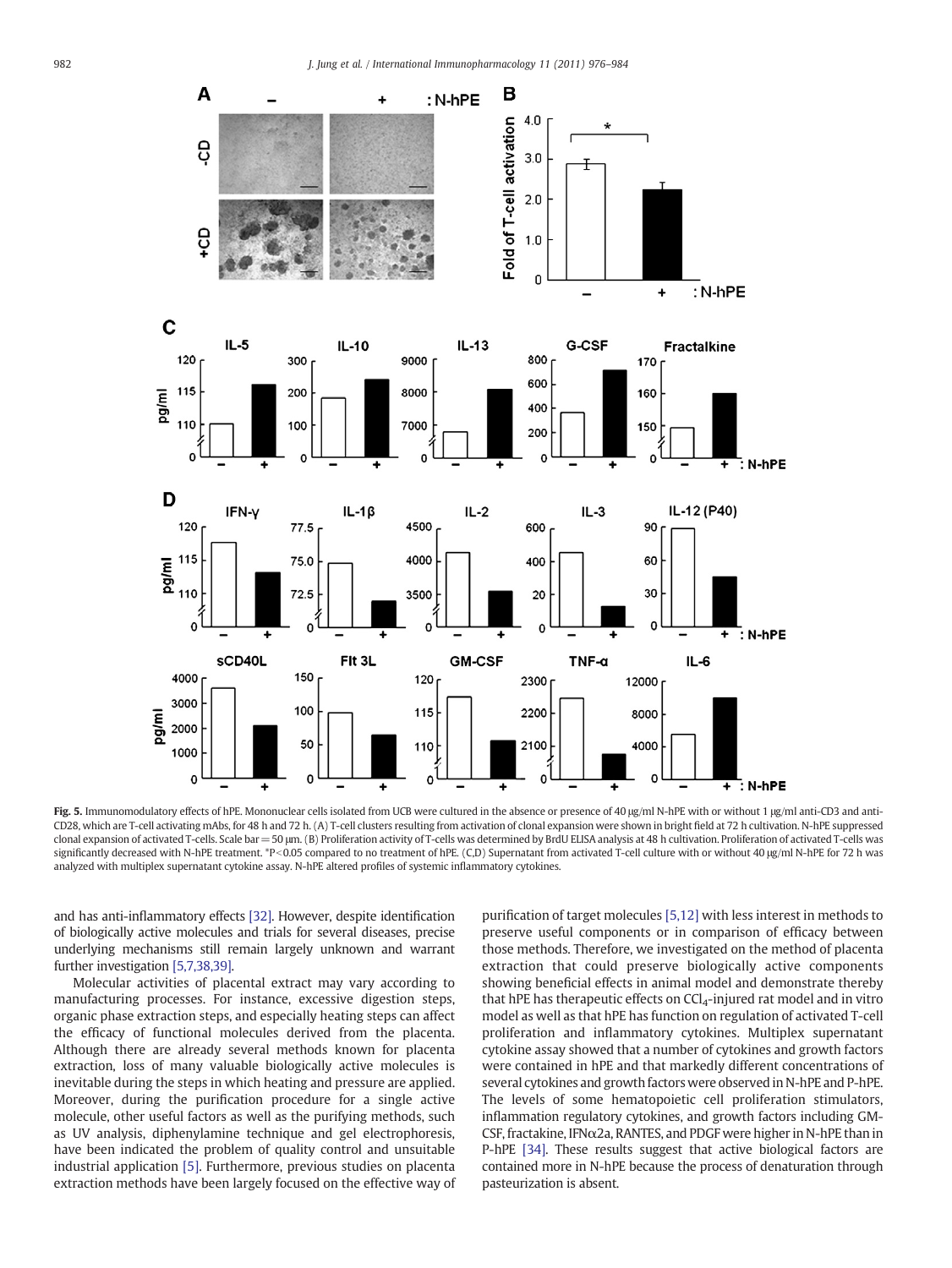Fig. 5. Immunomodulatory effects of hPE. Mononuclear cells isolated from UCB were cultured in the absence or presence of 40 μg/ml N-hPE with or without 1 μg/ml anti-CD3 and anti-CD28, which are T-cell activating mAbs, for 48 h and 72 h. (A) T-cell clusters resulting from activation of clonal expansion were shown in bright field at 72 h cultivation. N-hPE suppressed clonal expansion of activated T-cells. Scale bar = 50 μm. (B) Proliferation activity of T-cells was determined by BrdU ELISA analysis at 48 h cultivation. Proliferation of activated T-cells was significantly decreased with N-hPE treatment. *$P < 0.05$ compared to no treatment of hPE. (C,D) Supernatant from activated T-cell culture with or without 40 μg/ml N-hPE for 72 h was analyzed with multiplex supernatant cytokine assay. N-hPE altered profiles of systemic inflammatory cytokines.

and has anti-inflammatory effects [32]. However, despite identification of biologically active molecules and trials for several diseases, precise mechanisms underlying their actions still remain largely unknown and warrant further investigation [5,7,38,39].

Molecular activities of placental extract may vary according to manufacturing processes. For instance, excessive digestion steps, organic phase extraction steps, and especially heating steps can affect the efficacy of functional molecules derived from the placenta. Although there are already several methods known for placenta extraction, loss of many valuable biologically active molecules is inevitable during the steps in which heating and pressure are applied. Moreover, during the purification procedure for a single active molecule, other useful factors as well as the purifying methods, such as UV analysis, diphenylamine technique and gel electrophoresis, have been indicated the problem of quality control and unsuitable industrial application [5]. Furthermore, previous studies on placenta extraction methods have been largely focused on the effective way of purification of target molecules [5,12] with less interest in methods to preserve useful components or in comparison of efficacy between those methods. Therefore, we investigated on the method of placenta extraction that could preserve biologically active components showing beneficial effects in animal model and demonstrate thereby that hPE has therapeutic effects on $CCl_4$-injured rat model and in vitro model as well as that hPE has function on regulation of activated T-cell proliferation and inflammatory cytokines. Multiplex supernatant cytokine assay showed that a number of cytokines and growth factors were contained in hPE and that markedly different concentrations of several cytokines and growth factors were observed in N-hPE and P-hPE. The levels of some hematopoietic cell proliferation stimulators, inflammation regulatory cytokines, and growth factors including GM-CSF, fractakine, IFNα2a, RANTES, and PDGF were higher in N-hPE than in P-hPE [34]. These results suggest that active biological factors are contained more in N-hPE because the process of denaturation through pasteurization is absent.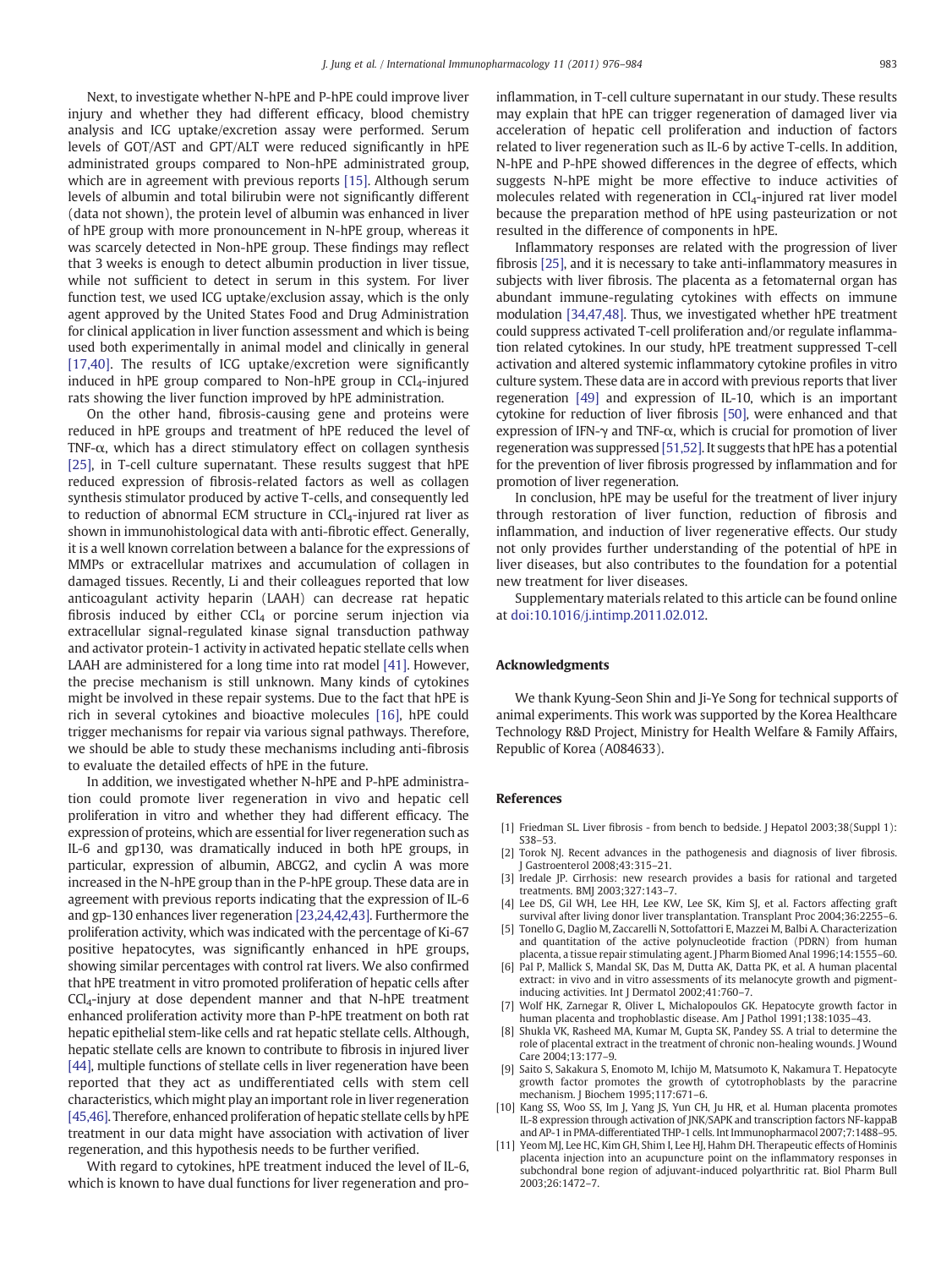Next, to investigate whether N-hPE and P-hPE could improve liver injury and whether they had different efficacy, blood chemistry analysis and ICG uptake/excretion assay were performed. Serum levels of GOT/AST and GPT/ALT were reduced significantly in hPE administrated groups compared to Non-hPE administrated group, which are in agreement with previous reports [15]. Although serum levels of albumin and total bilirubin were not significantly different (data not shown), the protein level of albumin was enhanced in liver of hPE group with more pronouncement in N-hPE group, whereas it was scarcely detected in Non-hPE group. These findings may reflect that 3 weeks is enough to detect albumin production in liver tissue, while not sufficient to detect in serum in this system. For liver function test, we used ICG uptake/exclusion assay, which is the only agent approved by the United States Food and Drug Administration for clinical application in liver function assessment and which is being used both experimentally in animal model and clinically in general [17,40]. The results of ICG uptake/excretion were significantly induced in hPE group compared to Non-hPE group in $CCl_4$-injured rats showing the liver function improved by hPE administration.

On the other hand, fibrosis-causing gene and proteins were reduced in hPE groups and treatment of hPE reduced the level of TNF-α, which has a direct stimulatory effect on collagen synthesis [25], in T-cell culture supernatant. These results suggest that hPE reduced expression of fibrosis-related factors as well as collagen synthesis stimulator produced by active T-cells, and consequently led to reduction of abnormal ECM structure in $CCl_4$-injured rat liver as shown in immunohistological data with anti-fibrotic effect. Generally, it is a well known correlation between a balance for the expressions of MMPs or extracellular matrixes and accumulation of collagen in damaged tissues. Recently, Li and their colleagues reported that low anticoagulant activity heparin (LAAH) can decrease rat hepatic fibrosis induced by either $CCl_4$ or porcine serum injection via extracellular signal-regulated kinase signal transduction pathway and activator protein-1 activity in activated hepatic stellate cells when LAAH are administered for a long time into rat model [41]. However, the precise mechanism is still unknown. Many kinds of cytokines might be involved in these repair systems. Due to the fact that hPE is rich in several cytokines and bioactive molecules [16], hPE could trigger mechanisms for repair via various signal pathways. Therefore, we should be able to study these mechanisms including anti-fibrosis to evaluate the detailed effects of hPE in the future.

In addition, we investigated whether N-hPE and P-hPE administration could promote liver regeneration in vivo and hepatic cell proliferation in vitro and whether they had different efficacy. The expression of proteins, which are essential for liver regeneration such as IL-6 and gp130, was dramatically induced in both hPE groups, in particular, expression of albumin, ABCG2, and cyclin A was more increased in the N-hPE group than in the P-hPE group. These data are in agreement with previous reports indicating that the expression of IL-6 and gp-130 enhances liver regeneration [23,24,42,43]. Furthermore the proliferation activity, which was indicated with the percentage of Ki-67 positive hepatocytes, was significantly enhanced in hPE groups, showing similar percentages with control rat livers. We also confirmed that hPE treatment in vitro promoted proliferation of hepatic cells after $CCl_4$-injury at dose dependent manner and that N-hPE treatment enhanced proliferation activity more than P-hPE treatment on both rat hepatic epithelial stem-like cells and rat hepatic stellate cells. Although, hepatic stellate cells are known to contribute to fibrosis in injured liver [44], multiple functions of stellate cells in liver regeneration have been reported that they act as undifferentiated cells with stem cell characteristics, which might play an important role in liver regeneration [45,46]. Therefore, enhanced proliferation of hepatic stellate cells by hPE treatment in our data might have association with activation of liver regeneration, and this hypothesis needs to be further verified.

With regard to cytokines, hPE treatment induced the level of IL-6, which is known to have dual functions for liver regeneration and pro-inflammation, in T-cell culture supernatant in our study. These results may explain that hPE can trigger regeneration of damaged liver via acceleration of hepatic cell proliferation and induction of factors related to liver regeneration such as IL-6 by active T-cells. In addition, N-hPE and P-hPE showed differences in the degree of effects, which suggests N-hPE might be more effective to induce activities of molecules related with regeneration in $CCl_4$-injured rat liver model because the preparation method of hPE using pasteurization or not resulted in the difference of components in hPE.

Inflammatory responses are related with the progression of liver fibrosis [25], and it is necessary to take anti-inflammatory measures in subjects with liver fibrosis. The placenta as a fetomaternal organ has abundant immune-regulating cytokines with effects on immune modulation [34,47,48]. Thus, we investigated whether hPE treatment could suppress activated T-cell proliferation and/or regulate inflammation related cytokines. In our study, hPE treatment suppressed T-cell activation and altered systemic inflammatory cytokine profiles in vitro culture system. These data are in accord with previous reports that liver regeneration [49] and expression of IL-10, which is an important cytokine for reduction of liver fibrosis [50], were enhanced and that expression of IFN-γ and TNF-α, which is crucial for promotion of liver regeneration was suppressed [51,52]. It suggests that hPE has a potential for the prevention of liver fibrosis progressed by inflammation and for promotion of liver regeneration.

In conclusion, hPE may be useful for the treatment of liver injury through restoration of liver function, reduction of fibrosis and inflammation, and induction of liver regenerative effects. Our study not only provides further understanding of the potential of hPE in liver diseases, but also contributes to the foundation for a potential new treatment for liver diseases.

Supplementary materials related to this article can be found online at doi:10.1016/j.intimp.2011.02.012.

## Acknowledgments

We thank Kyung-Seon Shin and Ji-Ye Song for technical supports of animal experiments. This work was supported by the Korea Healthcare Technology R&D Project, Ministry for Health Welfare & Family Affairs, Republic of Korea (A084633).

## References

[1] Friedman SL. Liver fibrosis - from bench to bedside. J Hepatol 2003;38(Suppl 1): S38–53.

[2] Torok NJ. Recent advances in the pathogenesis and diagnosis of liver fibrosis. J Gastroenterol 2008;43:315–21.

[3] Iredale JP. Cirrhosis: new research provides a basis for rational and targeted treatments. BMJ 2003;327:143–7.

[4] Lee DS, Gil WH, Lee HH, Lee KW, Lee SK, Kim SJ, et al. Factors affecting graft survival after living donor liver transplantation. Transplant Proc 2004;36:2255–6.

[5] Tonello G, Daglio M, Zaccarelli N, Sottofattori E, Mazzei M, Balbi A. Characterization and quantitation of the active polynucleotide fraction (PDRN) from human placenta, a tissue repair stimulating agent. J Pharm Biomed Anal 1996;14:1555–60.

[6] Pal P, Mallick S, Mandal SK, Das M, Dutta AK, Datta PK, et al. A human placental extract: in vivo and in vitro assessments of its melanocyte growth and pigment-inducing activities. Int J Dermatol 2002;41:760–7.

[7] Wolf HK, Zarnegar R, Oliver L, Michalopoulos GK. Hepatocyte growth factor in human placenta and trophoblastic disease. Am J Pathol 1991;138:1035–43.

[8] Shukla VK, Rasheed MA, Kumar M, Gupta SK, Pandey SS. A trial to determine the role of placental extract in the treatment of chronic non-healing wounds. J Wound Care 2004;13:177–9.

[9] Saito S, Sakakura S, Enomoto M, Ichijo M, Matsumoto K, Nakamura T. Hepatocyte growth factor promotes the growth of cytotrophoblasts by the paracrine mechanism. J Biochem 1995;117:671–6.

[10] Kang SS, Woo SS, Im J, Yang JS, Yun CH, Ju HR, et al. Human placenta promotes IL-8 expression through activation of JNK/SAPK and transcription factors NF-kappaB and AP-1 in PMA-differentiated THP-1 cells. Int Immunopharmacol 2007;7:1488–95.

[11] Yeom MJ, Lee HC, Kim GH, Shim I, Lee HJ, Hahm DH. Therapeutic effects of Hominis placenta injection into an acupuncture point on the inflammatory responses in subchondral bone region of adjuvant-induced polyarthritic rat. Biol Pharm Bull 2003;26:1472–7.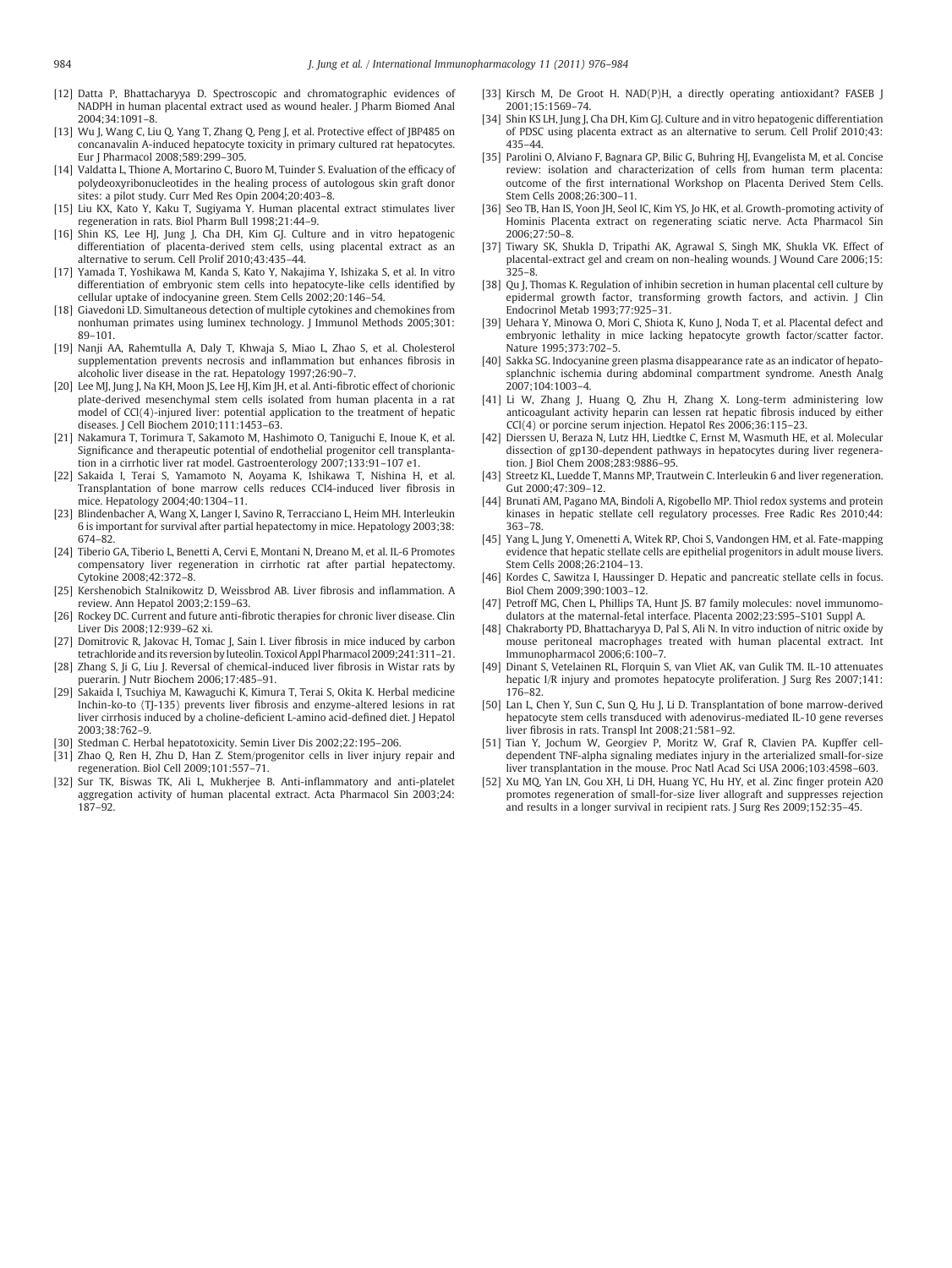[12] Datta P, Bhattacharyya D. Spectroscopic and chromatographic evidences of NADPH in human placental extract used as wound healer. J Pharm Biomed Anal 2004;34:1091–8.

[13] Wu J, Wang C, Liu Q, Yang T, Zhang Q, Peng J, et al. Protective effect of JBP485 on concanavalin A-induced hepatocyte toxicity in primary cultured rat hepatocytes. Eur J Pharmacol 2008;589:299–305.

[14] Valdatta L, Thione A, Mortarino C, Buoro M, Tuinder S. Evaluation of the efficacy of polydeoxyribonucleotides in the healing process of autologous skin graft donor sites: a pilot study. Curr Med Res Opin 2004;20:403–8.

[15] Liu KX, Kato Y, Kaku T, Sugiyama Y. Human placental extract stimulates liver regeneration in rats. Biol Pharm Bull 1998;21:44–9.

[16] Shin KS, Lee HJ, Jung J, Cha DH, Kim GJ. Culture and in vitro hepatogenic differentiation of placenta-derived stem cells, using placental extract as an alternative to serum. Cell Prolif 2010;43:435–44.

[17] Yamada T, Yoshikawa M, Kanda S, Kato Y, Nakajima Y, Ishizaka S, et al. In vitro differentiation of embryonic stem cells into hepatocyte-like cells identified by cellular uptake of indocyanine green. Stem Cells 2002;20:146–54.

[18] Giavedoni LD. Simultaneous detection of multiple cytokines and chemokines from nonhuman primates using luminex technology. J Immunol Methods 2005;301:89–101.

[19] Nanji AA, Rahemtulla A, Daly T, Khwaja S, Miao L, Zhao S, et al. Cholesterol supplementation prevents necrosis and inflammation but enhances fibrosis in alcoholic liver disease in the rat. Hepatology 1997;26:90–7.

[20] Lee MJ, Jung J, Na KH, Moon JS, Lee HJ, Kim JH, et al. Anti-fibrotic effect of chorionic plate-derived mesenchymal stem cells isolated from human placenta in a rat model of CCl(4)-injured liver: potential application to the treatment of hepatic diseases. J Cell Biochem 2010;111:1453–63.

[21] Nakamura T, Torimura T, Sakamoto M, Hashimoto O, Taniguchi E, Inoue K, et al. Significance and therapeutic potential of endothelial progenitor cell transplantation in a cirrhotic liver rat model. Gastroenterology 2007;133:91–107 e1.

[22] Sakaida I, Terai S, Yamamoto N, Aoyama K, Ishikawa T, Nishina H, et al. Transplantation of bone marrow cells reduces CCl4-induced liver fibrosis in mice. Hepatology 2004;40:1304–11.

[23] Blindenbacher A, Wang X, Langer I, Savino R, Terracciano L, Heim MH. Interleukin 6 is important for survival after partial hepatectomy in mice. Hepatology 2003;38:674–82.

[24] Tiberio GA, Tiberio L, Benetti A, Cervi E, Montani N, Dreano M, et al. IL-6 Promotes compensatory liver regeneration in cirrhotic rat after partial hepatectomy. Cytokine 2008;42:372–8.

[25] Kershenobich Stalnikowitz D, Weissbrod AB. Liver fibrosis and inflammation. A review. Ann Hepatol 2003;2:159–63.

[26] Rockey DC. Current and future anti-fibrotic therapies for chronic liver disease. Clin Liver Dis 2008;12:939–62 xi.

[27] Domitrovic R, Jakovac H, Tomac J, Sain I. Liver fibrosis in mice induced by carbon tetrachloride and its reversion by luteolin. Toxicol Appl Pharmacol 2009;241:311–21.

[28] Zhang S, Ji G, Liu J. Reversal of chemical-induced liver fibrosis in Wistar rats by puerarin. J Nutr Biochem 2006;17:485–91.

[29] Sakaida I, Tsuchiya M, Kawaguchi K, Kimura T, Terai S, Okita K. Herbal medicine Inchin-ko-to (TJ-135) prevents liver fibrosis and enzyme-altered lesions in rat liver cirrhosis induced by a choline-deficient L-amino acid-defined diet. J Hepatol 2003;38:762–9.

[30] Stedman C. Herbal hepatotoxicity. Semin Liver Dis 2002;22:195–206.

[31] Zhao Q, Ren H, Zhu D, Han Z. Stem/progenitor cells in liver injury repair and regeneration. Biol Cell 2009;101:557–71.

[32] Sur TK, Biswas TK, Ali L, Mukherjee B. Anti-inflammatory and anti-platelet aggregation activity of human placental extract. Acta Pharmacol Sin 2003;24:187–92.

[33] Kirsch M, De Groot H. NAD(P)H, a directly operating antioxidant? FASEB J 2001;15:1569–74.

[34] Shin KS LH, Jung J, Cha DH, Kim GJ. Culture and in vitro hepatogenic differentiation of PDSC using placenta extract as an alternative to serum. Cell Prolif 2010;43:435–44.

[35] Parolini O, Alviano F, Bagnara GP, Bilic G, Buhring HJ, Evangelista M, et al. Concise review: isolation and characterization of cells from human term placenta: outcome of the first international Workshop on Placenta Derived Stem Cells. Stem Cells 2008;26:300–11.

[36] Seo TB, Han IS, Yoon JH, Seol IC, Kim YS, Jo HK, et al. Growth-promoting activity of Hominis Placenta extract on regenerating sciatic nerve. Acta Pharmacol Sin 2006;27:50–8.

[37] Tiwary SK, Shukla D, Tripathi AK, Agrawal S, Singh MK, Shukla VK. Effect of placental-extract gel and cream on non-healing wounds. J Wound Care 2006;15:325–8.

[38] Qu J, Thomas K. Regulation of inhibin secretion in human placental cell culture by epidermal growth factor, transforming growth factors, and activin. J Clin Endocrinol Metab 1993;77:925–31.

[39] Uehara Y, Minowa O, Mori C, Shiota K, Kuno J, Noda T, et al. Placental defect and embryonic lethality in mice lacking hepatocyte growth factor/scatter factor. Nature 1995;373:702–5.

[40] Sakka SG. Indocyanine green plasma disappearance rate as an indicator of hepato-splanchnic ischemia during abdominal compartment syndrome. Anesth Analg 2007;104:1003–4.

[41] Li W, Zhang J, Huang Q, Zhu H, Zhang X. Long-term administering low anticoagulant activity heparin can lessen rat hepatic fibrosis induced by either CCl(4) or porcine serum injection. Hepatol Res 2006;36:115–23.

[42] Dierssen U, Beraza N, Lutz HH, Liedtke C, Ernst M, Wasmuth HE, et al. Molecular dissection of gp130-dependent pathways in hepatocytes during liver regeneration. J Biol Chem 2008;283:9886–95.

[43] Streetz KL, Luedde T, Manns MP, Trautwein C. Interleukin 6 and liver regeneration. Gut 2000;47:309–12.

[44] Brunati AM, Pagano MA, Bindoli A, Rigobello MP. Thiol redox systems and protein kinases in hepatic stellate cell regulatory processes. Free Radic Res 2010;44:363–78.

[45] Yang L, Jung Y, Omenetti A, Witek RP, Choi S, Vandongen HM, et al. Fate-mapping evidence that hepatic stellate cells are epithelial progenitors in adult mouse livers. Stem Cells 2008;26:2104–13.

[46] Kordes C, Sawitza I, Haussinger D. Hepatic and pancreatic stellate cells in focus. Biol Chem 2009;390:1003–12.

[47] Petroff MG, Chen L, Phillips TA, Hunt JS. B7 family molecules: novel immunomodulators at the maternal-fetal interface. Placenta 2002;23:S95–S101 Suppl A.

[48] Chakraborty PD, Bhattacharyya D, Pal S, Ali N. In vitro induction of nitric oxide by mouse peritoneal macrophages treated with human placental extract. Int Immunopharmacol 2006;6:100–7.

[49] Dinant S, Vetelainen RL, Florquin S, van Vliet AK, van Gulik TM. IL-10 attenuates hepatic I/R injury and promotes hepatocyte proliferation. J Surg Res 2007;141:176–82.

[50] Lan L, Chen Y, Sun C, Sun Q, Hu J, Li D. Transplantation of bone marrow-derived hepatocyte stem cells transduced with adenovirus-mediated IL-10 gene reverses liver fibrosis in rats. Transpl Int 2008;21:581–92.

[51] Tian Y, Jochum W, Georgiev P, Moritz W, Graf R, Clavien PA. Kupffer cell-dependent TNF-alpha signaling mediates injury in the arterialized small-for-size liver transplantation in the mouse. Proc Natl Acad Sci USA 2006;103:4598–603.

[52] Xu MQ, Yan LN, Gou XH, Li DH, Huang YC, Hu HY, et al. Zinc finger protein A20 promotes regeneration of small-for-size liver allograft and suppresses rejection and results in a longer survival in recipient rats. J Surg Res 2009;152:35–45.